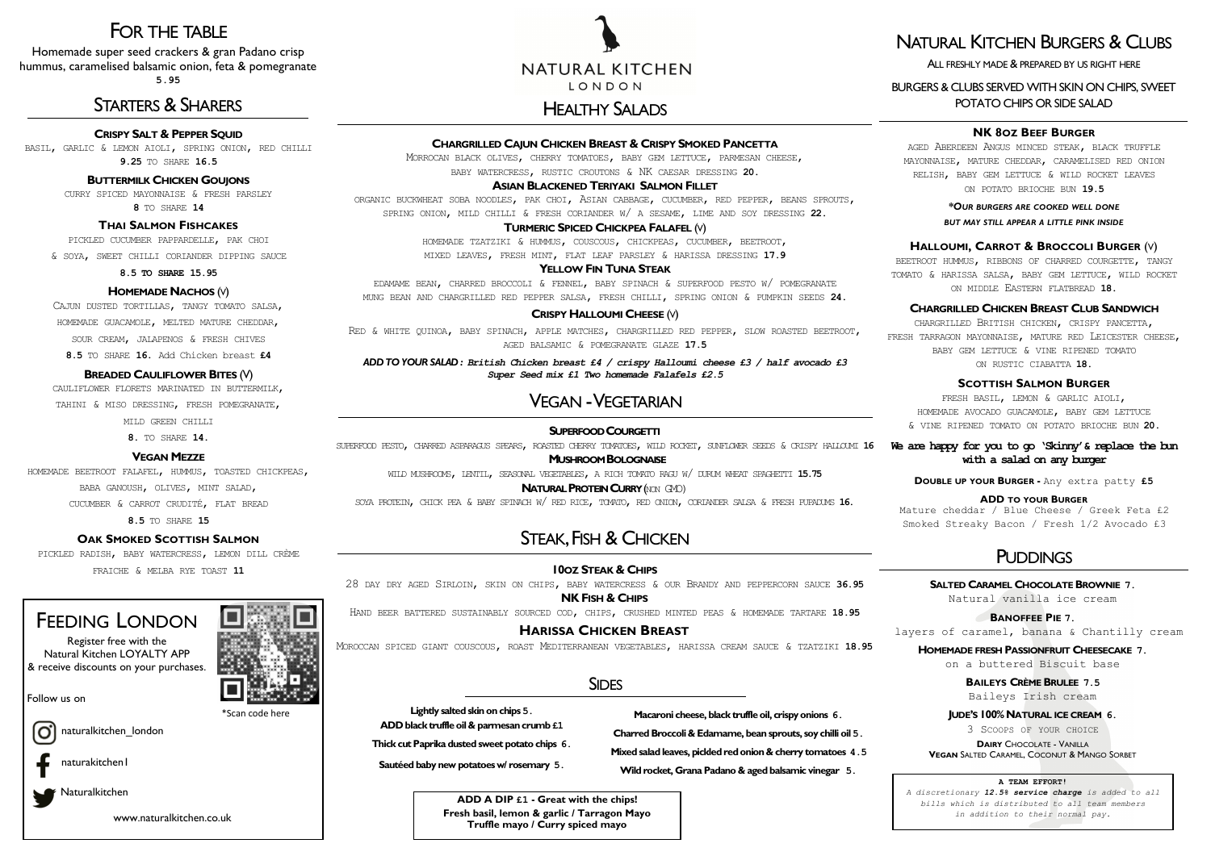# FOR THE TABLE

Homemade super seed crackers & gran Padano crisp hummus, caramelised balsamic onion, feta & pomegranate
**5.95**

## STARTERS & SHARERS

### CRISPY SALT & PEPPER SQUID
BASIL, GARLIC & LEMON AIOLI, SPRING ONION, RED CHILLI
**9.25** TO SHARE **16.5**

### BUTTERMILK CHICKEN GOUJONS
CURRY SPICED MAYONNAISE & FRESH PARSLEY
**8** TO SHARE **14**

### THAI SALMON FISHCAKES
PICKLED CUCUMBER PAPPARDELLE, PAK CHOI & SOYA, SWEET CHILLI CORIANDER DIPPING SAUCE
**8.5 TO SHARE 15.95**

### HOMEMADE NACHOS (V)
CAJUN DUSTED TORTILLAS, TANGY TOMATO SALSA, HOMEMADE GUACAMOLE, MELTED MATURE CHEDDAR, SOUR CREAM, JALAPENOS & FRESH CHIVES
**8.5** TO SHARE **16**. Add Chicken breast **£4**

### BREADED CAULIFLOWER BITES (V)
CAULIFLOWER FLORETS MARINATED IN BUTTERMILK, TAHINI & MISO DRESSING, FRESH POMEGRANATE, MILD GREEN CHILLI
**8.** TO SHARE **14.**

### VEGAN MEZZE
HOMEMADE BEETROOT FALAFEL, HUMMUS, TOASTED CHICKPEAS, BABA GANOUSH, OLIVES, MINT SALAD, CUCUMBER & CARROT CRUDITÉ, FLAT BREAD
**8.5** TO SHARE **15**

### OAK SMOKED SCOTTISH SALMON
PICKLED RADISH, BABY WATERCRESS, LEMON DILL CRÈME FRAICHE & MELBA RYE TOAST **11**

## FEEDING LONDON

Register free with the Natural Kitchen LOYALTY APP & receive discounts on your purchases.

*Scan code here

Follow us on

naturalkitchen_london

naturakitchen1

Naturalkitchen

www.naturalkitchen.co.uk

NATURAL KITCHEN
LONDON

## HEALTHY SALADS

### CHARGRILLED CAJUN CHICKEN BREAST & CRISPY SMOKED PANCETTA
MOROCCAN BLACK OLIVES, CHERRY TOMATOES, BABY GEM LETTUCE, PARMESAN CHEESE, BABY WATERCRESS, RUSTIC CROUTONS & NK CAESAR DRESSING **20.**

### ASIAN BLACKENED TERIYAKI SALMON FILLET
ORGANIC BUCKWHEAT SOBA NOODLES, PAK CHOI, ASIAN CABBAGE, CUCUMBER, RED PEPPER, BEANS SPROUTS, SPRING ONION, MILD CHILLI & FRESH CORIANDER W/ A SESAME, LIME AND SOY DRESSING **22.**

### TURMERIC SPICED CHICKPEA FALAFEL (V)
HOMEMADE TZATZIKI & HUMMUS, COUSCOUS, CHICKPEAS, CUCUMBER, BEETROOT, MIXED LEAVES, FRESH MINT, FLAT LEAF PARSLEY & HARISSA DRESSING **17.9**

### YELLOW FIN TUNA STEAK
EDAMAME BEAN, CHARRED BROCCOLI & FENNEL, BABY SPINACH & SUPERFOOD PESTO W/ POMEGRANATE MUNG BEAN AND CHARGRILLED RED PEPPER SALSA, FRESH CHILLI, SPRING ONION & PUMPKIN SEEDS **24.**

### CRISPY HALLOUMI CHEESE (V)
RED & WHITE QUINOA, BABY SPINACH, APPLE MATCHES, CHARGRILLED RED PEPPER, SLOW ROASTED BEETROOT, AGED BALSAMIC & POMEGRANATE GLAZE **17.5**

***ADD TO YOUR SALAD : British Chicken breast £4 / crispy Halloumi cheese £3 / half avocado £3 Super Seed mix £1 Two homemade Falafels £2.5***

## VEGAN - VEGETARIAN

### SUPERFOOD COURGETTI
SUPERFOOD PESTO, CHARRED ASPARAGUS SPEARS, ROASTED CHERRY TOMATOES, WILD ROCKET, SUNFLOWER SEEDS & CRISPY HALLOUMI **16**

### MUSHROOM BOLOGNAISE
WILD MUSHROOMS, LENTIL, SEASONAL VEGETABLES, A RICH TOMATO RAGU W/ DURUM WHEAT SPAGHETTI **15.75**

### NATURAL PROTEIN CURRY (NON GMO)
SOYA PROTEIN, CHICK PEA & BABY SPINACH W/ RED RICE, TOMATO, RED ONION, CORIANDER SALSA & FRESH PUPADUMS **16.**

## STEAK, FISH & CHICKEN

### 10OZ STEAK & CHIPS
28 DAY DRY AGED SIRLOIN, SKIN ON CHIPS, BABY WATERCRESS & OUR BRANDY AND PEPPERCORN SAUCE **36.95**

### NK FISH & CHIPS
HAND BEER BATTERED SUSTAINABLY SOURCED COD, CHIPS, CRUSHED MINTED PEAS & HOMEMADE TARTARE **18.95**

### HARISSA CHICKEN BREAST
MOROCCAN SPICED GIANT COUSCOUS, ROAST MEDITERRANEAN VEGETABLES, HARISSA CREAM SAUCE & TZATZIKI **18.95**

## SIDES

**Lightly salted skin on chips** 5.
**ADD black truffle oil & parmesan crumb** £1
**Thick cut Paprika dusted sweet potato chips** 6.
**Sautéed baby new potatoes w/ rosemary** 5.
**Macaroni cheese, black truffle oil, crispy onions** 6.
**Charred Broccoli & Edamame, bean sprouts, soy chilli oil** 5.
**Mixed salad leaves, pickled red onion & cherry tomatoes** 4.5
**Wild rocket, Grana Padano & aged balsamic vinegar** 5.

**ADD A DIP** £1 **- Great with the chips!**
**Fresh basil, lemon & garlic / Tarragon Mayo**
**Truffle mayo / Curry spiced mayo**

## NATURAL KITCHEN BURGERS & CLUBS

ALL FRESHLY MADE & PREPARED BY US RIGHT HERE

BURGERS & CLUBS SERVED WITH SKIN ON CHIPS, SWEET POTATO CHIPS OR SIDE SALAD

### NK 8OZ BEEF BURGER
AGED ABERDEEN ANGUS MINCED STEAK, BLACK TRUFFLE MAYONNAISE, MATURE CHEDDAR, CARAMELISED RED ONION RELISH, BABY GEM LETTUCE & WILD ROCKET LEAVES ON POTATO BRIOCHE BUN **19.5**

**\*OUR BURGERS ARE COOKED WELL DONE BUT MAY STILL APPEAR A LITTLE PINK INSIDE**

### HALLOUMI, CARROT & BROCCOLI BURGER (V)
BEETROOT HUMMUS, RIBBONS OF CHARRED COURGETTE, TANGY TOMATO & HARISSA SALSA, BABY GEM LETTUCE, WILD ROCKET ON MIDDLE EASTERN FLATBREAD **18.**

### CHARGRILLED CHICKEN BREAST CLUB SANDWICH
CHARGRILLED BRITISH CHICKEN, CRISPY PANCETTA, FRESH TARRAGON MAYONNAISE, MATURE RED LEICESTER CHEESE, BABY GEM LETTUCE & VINE RIPENED TOMATO ON RUSTIC CIABATTA **18.**

### SCOTTISH SALMON BURGER
FRESH BASIL, LEMON & GARLIC AIOLI, HOMEMADE AVOCADO GUACAMOLE, BABY GEM LETTUCE & VINE RIPENED TOMATO ON POTATO BRIOCHE BUN **20.**

**We are happy for you to go 'Skinny' & replace the bun with a salad on any burger**

**DOUBLE UP YOUR BURGER -** Any extra patty **£5**

**ADD TO YOUR BURGER**
Mature cheddar / Blue Cheese / Greek Feta £2
Smoked Streaky Bacon / Fresh 1/2 Avocado £3

## PUDDINGS

### SALTED CARAMEL CHOCOLATE BROWNIE 7.
Natural vanilla ice cream

### BANOFFEE PIE 7.
layers of caramel, banana & Chantilly cream

### HOMEMADE FRESH PASSIONFRUIT CHEESECAKE 7.
on a buttered Biscuit base

### BAILEYS CRÈME BRULEE 7.5
Baileys Irish cream

### JUDE'S 100% NATURAL ICE CREAM 6.
3 SCOOPS OF YOUR CHOICE
**DAIRY** CHOCOLATE - VANILLA
**VEGAN** SALTED CARAMEL, COCONUT & MANGO SORBET

**A TEAM EFFORT!**
*A discretionary **12.5% service charge** is added to all bills which is distributed to all team members in addition to their normal pay.*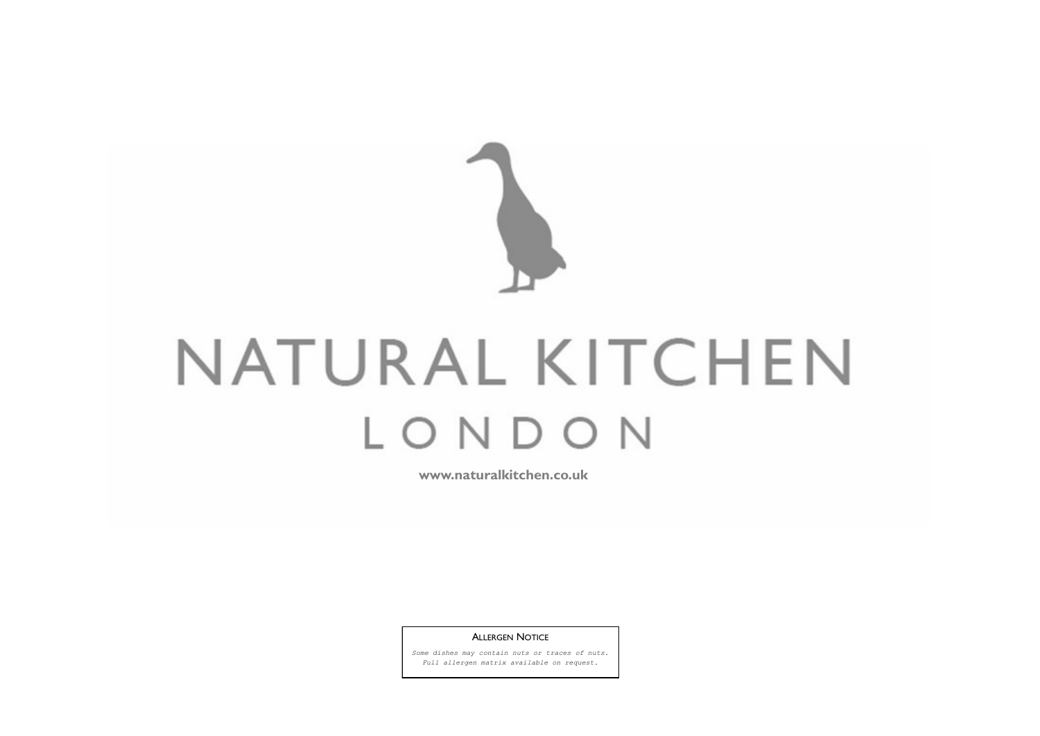# NATURAL KITCHEN

LONDON

**www.naturalkitchen.co.uk**

ALLERGEN NOTICE

*Some dishes may contain nuts or traces of nuts.*
*Full allergen matrix available on request.*